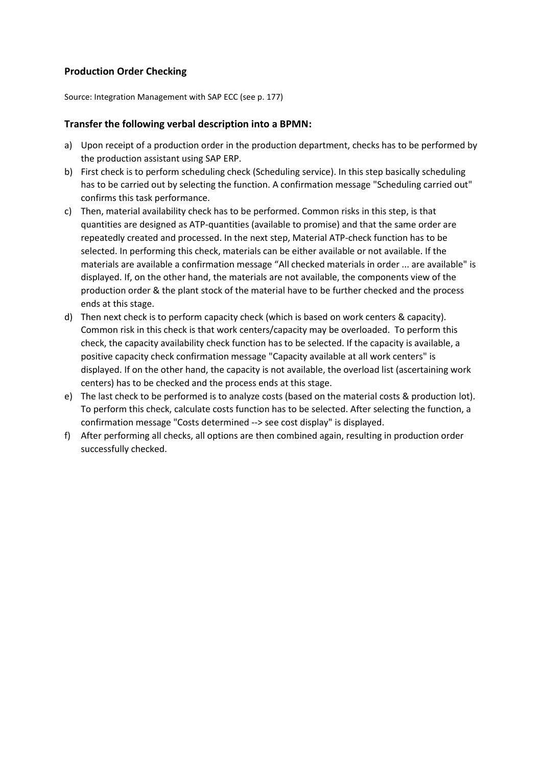### Production Order Checking

Source: Integration Management with SAP ECC (see p. 177)

### Transfer the following verbal description into a BPMN:

a) Upon receipt of a production order in the production department, checks has to be performed by the production assistant using SAP ERP.

b) First check is to perform scheduling check (Scheduling service). In this step basically scheduling has to be carried out by selecting the function. A confirmation message "Scheduling carried out" confirms this task performance.

c) Then, material availability check has to be performed. Common risks in this step, is that quantities are designed as ATP-quantities (available to promise) and that the same order are repeatedly created and processed. In the next step, Material ATP-check function has to be selected. In performing this check, materials can be either available or not available. If the materials are available a confirmation message "All checked materials in order ... are available" is displayed. If, on the other hand, the materials are not available, the components view of the production order & the plant stock of the material have to be further checked and the process ends at this stage.

d) Then next check is to perform capacity check (which is based on work centers & capacity). Common risk in this check is that work centers/capacity may be overloaded. To perform this check, the capacity availability check function has to be selected. If the capacity is available, a positive capacity check confirmation message "Capacity available at all work centers" is displayed. If on the other hand, the capacity is not available, the overload list (ascertaining work centers) has to be checked and the process ends at this stage.

e) The last check to be performed is to analyze costs (based on the material costs & production lot). To perform this check, calculate costs function has to be selected. After selecting the function, a confirmation message "Costs determined --> see cost display" is displayed.

f) After performing all checks, all options are then combined again, resulting in production order successfully checked.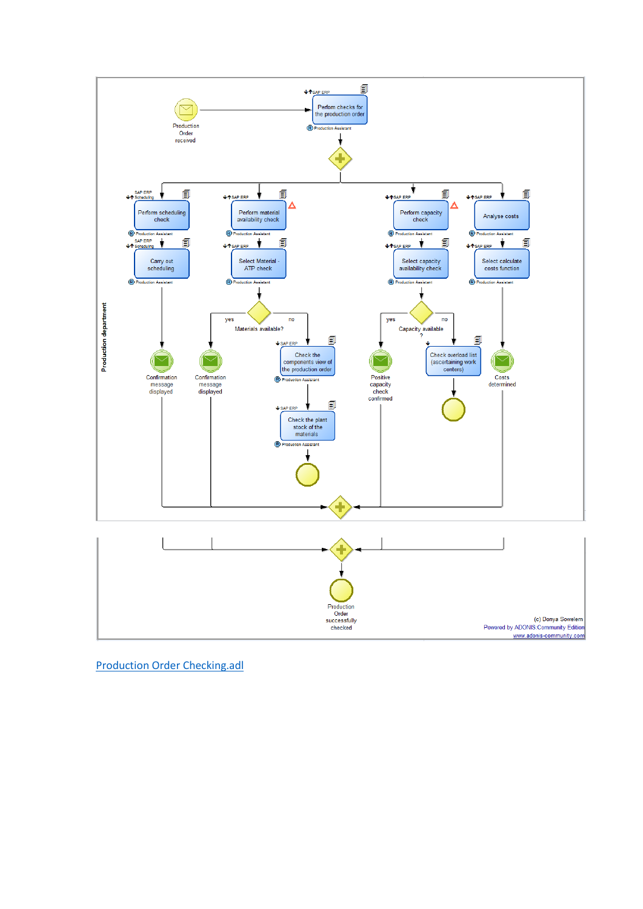Production Order received

SAP ERP

Perform checks for the production order

Production Assistant

SAP ERP Scheduling

Perform scheduling check

Production Assistant

SAP ERP Scheduling

Carry out scheduling

Production Assistant

SAP ERP

Perform material availability check

Production Assistant

SAP ERP

Select Material - ATP check

Production Assistant

SAP ERP

Perform capacity check

Production Assistant

SAP ERP

Select capacity availability check

Production Assistant

SAP ERP

Analyse costs

Production Assistant

SAP ERP

Select calculate costs function

Production Assistant

Production department

yes

no

Materials available?

yes

no

Capacity available ?

SAP ERP

Check the components view of the production order

Production Assistant

SAP ERP

Check the plant stock of the materials

Production Assistant

Check overload list (ascertaining work centers)

Confirmation message displayed

Confirmation message displayed

Positive capacity check confirmed

Costs determined

Production Order successfully checked

(c) Donya Sowelem

Powered by ADONIS:Community Edition

www.adonis-community.com

Production Order Checking.adl